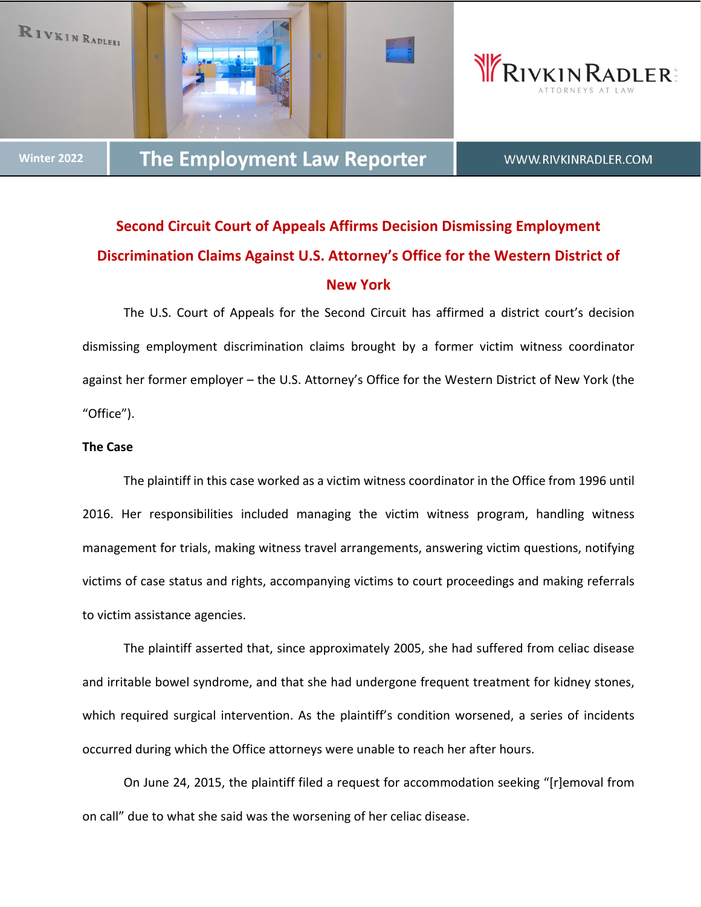# Second Circuit Court of Appeals Affirms Decision Dismissing Employment Discrimination Claims Against U.S. Attorney's Office for the Western District of New York

The U.S. Court of Appeals for the Second Circuit has affirmed a district court's decision dismissing employment discrimination claims brought by a former victim witness coordinator against her former employer – the U.S. Attorney's Office for the Western District of New York (the "Office").

**The Case**

The plaintiff in this case worked as a victim witness coordinator in the Office from 1996 until 2016. Her responsibilities included managing the victim witness program, handling witness management for trials, making witness travel arrangements, answering victim questions, notifying victims of case status and rights, accompanying victims to court proceedings and making referrals to victim assistance agencies.

The plaintiff asserted that, since approximately 2005, she had suffered from celiac disease and irritable bowel syndrome, and that she had undergone frequent treatment for kidney stones, which required surgical intervention. As the plaintiff's condition worsened, a series of incidents occurred during which the Office attorneys were unable to reach her after hours.

On June 24, 2015, the plaintiff filed a request for accommodation seeking "[r]emoval from on call" due to what she said was the worsening of her celiac disease.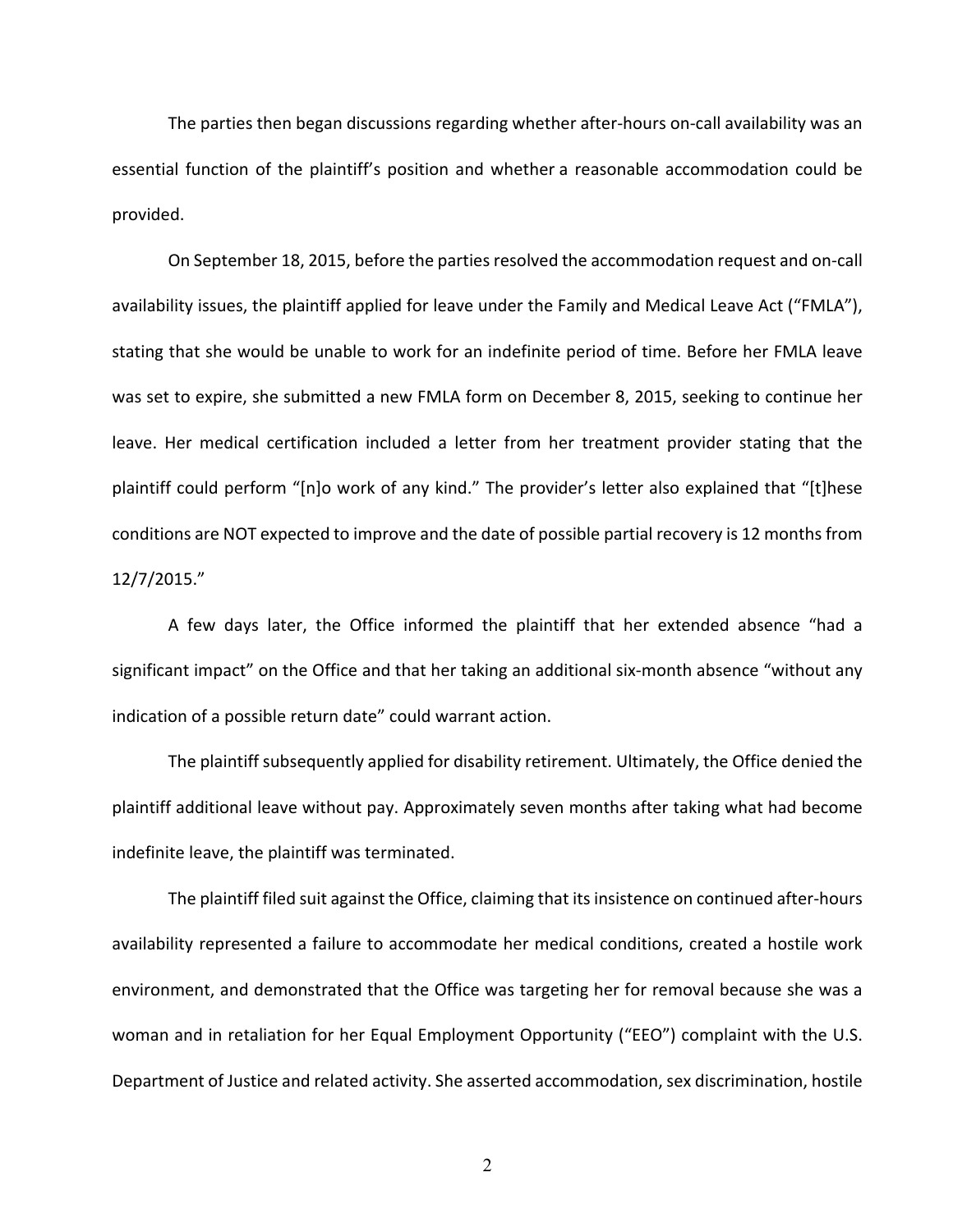The parties then began discussions regarding whether after-hours on-call availability was an essential function of the plaintiff's position and whether a reasonable accommodation could be provided.

On September 18, 2015, before the parties resolved the accommodation request and on-call availability issues, the plaintiff applied for leave under the Family and Medical Leave Act ("FMLA"), stating that she would be unable to work for an indefinite period of time. Before her FMLA leave was set to expire, she submitted a new FMLA form on December 8, 2015, seeking to continue her leave. Her medical certification included a letter from her treatment provider stating that the plaintiff could perform "[n]o work of any kind." The provider's letter also explained that "[t]hese conditions are NOT expected to improve and the date of possible partial recovery is 12 months from 12/7/2015."

A few days later, the Office informed the plaintiff that her extended absence "had a significant impact" on the Office and that her taking an additional six-month absence "without any indication of a possible return date" could warrant action.

The plaintiff subsequently applied for disability retirement. Ultimately, the Office denied the plaintiff additional leave without pay. Approximately seven months after taking what had become indefinite leave, the plaintiff was terminated.

The plaintiff filed suit against the Office, claiming that its insistence on continued after-hours availability represented a failure to accommodate her medical conditions, created a hostile work environment, and demonstrated that the Office was targeting her for removal because she was a woman and in retaliation for her Equal Employment Opportunity ("EEO") complaint with the U.S. Department of Justice and related activity. She asserted accommodation, sex discrimination, hostile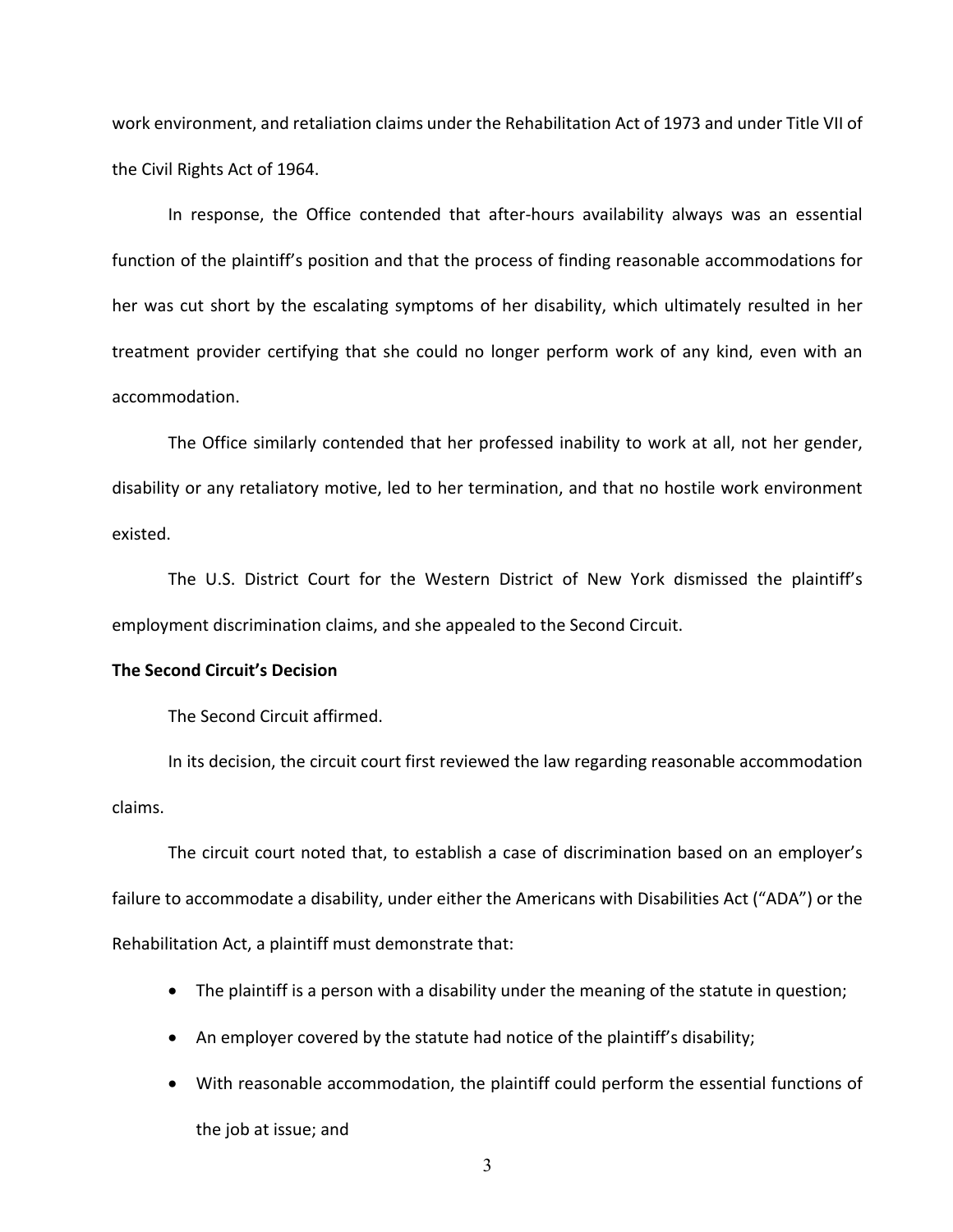work environment, and retaliation claims under the Rehabilitation Act of 1973 and under Title VII of the Civil Rights Act of 1964.

In response, the Office contended that after-hours availability always was an essential function of the plaintiff's position and that the process of finding reasonable accommodations for her was cut short by the escalating symptoms of her disability, which ultimately resulted in her treatment provider certifying that she could no longer perform work of any kind, even with an accommodation.

The Office similarly contended that her professed inability to work at all, not her gender, disability or any retaliatory motive, led to her termination, and that no hostile work environment existed.

The U.S. District Court for the Western District of New York dismissed the plaintiff's employment discrimination claims, and she appealed to the Second Circuit.

**The Second Circuit's Decision**

The Second Circuit affirmed.

In its decision, the circuit court first reviewed the law regarding reasonable accommodation claims.

The circuit court noted that, to establish a case of discrimination based on an employer's failure to accommodate a disability, under either the Americans with Disabilities Act ("ADA") or the Rehabilitation Act, a plaintiff must demonstrate that:

- The plaintiff is a person with a disability under the meaning of the statute in question;
- An employer covered by the statute had notice of the plaintiff's disability;
- With reasonable accommodation, the plaintiff could perform the essential functions of the job at issue; and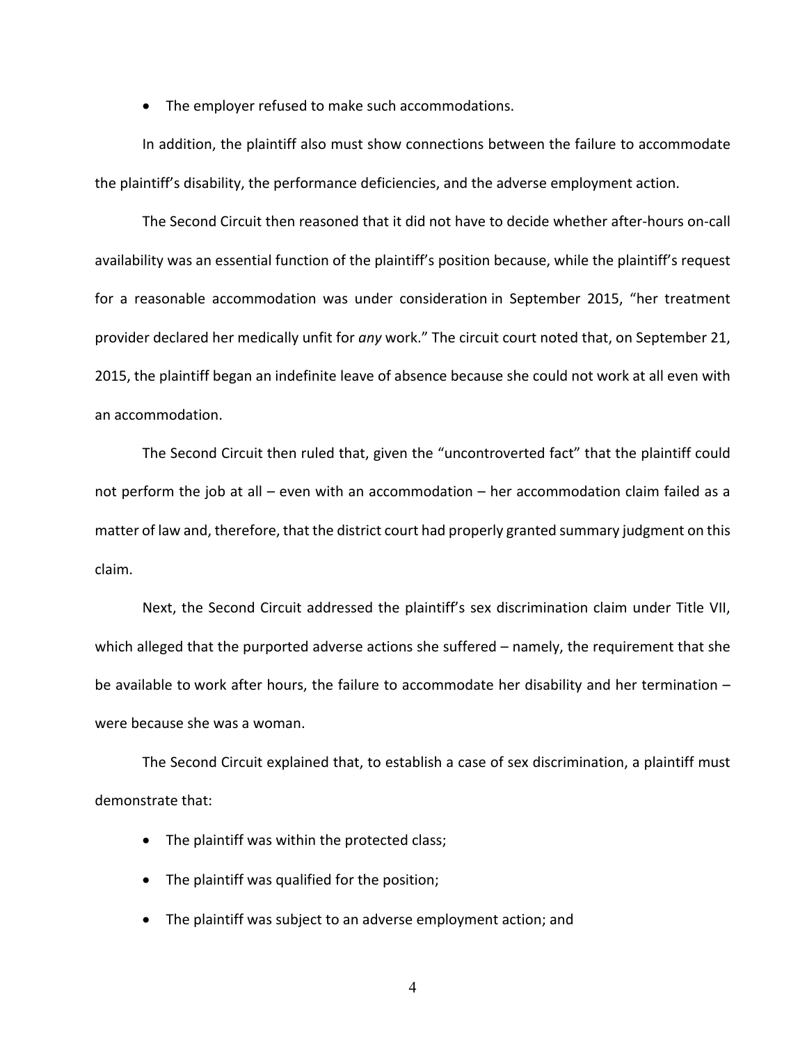- The employer refused to make such accommodations.

In addition, the plaintiff also must show connections between the failure to accommodate the plaintiff's disability, the performance deficiencies, and the adverse employment action.

The Second Circuit then reasoned that it did not have to decide whether after-hours on-call availability was an essential function of the plaintiff's position because, while the plaintiff's request for a reasonable accommodation was under consideration in September 2015, "her treatment provider declared her medically unfit for *any* work." The circuit court noted that, on September 21, 2015, the plaintiff began an indefinite leave of absence because she could not work at all even with an accommodation.

The Second Circuit then ruled that, given the "uncontroverted fact" that the plaintiff could not perform the job at all – even with an accommodation – her accommodation claim failed as a matter of law and, therefore, that the district court had properly granted summary judgment on this claim.

Next, the Second Circuit addressed the plaintiff's sex discrimination claim under Title VII, which alleged that the purported adverse actions she suffered – namely, the requirement that she be available to work after hours, the failure to accommodate her disability and her termination – were because she was a woman.

The Second Circuit explained that, to establish a case of sex discrimination, a plaintiff must demonstrate that:

- The plaintiff was within the protected class;
- The plaintiff was qualified for the position;
- The plaintiff was subject to an adverse employment action; and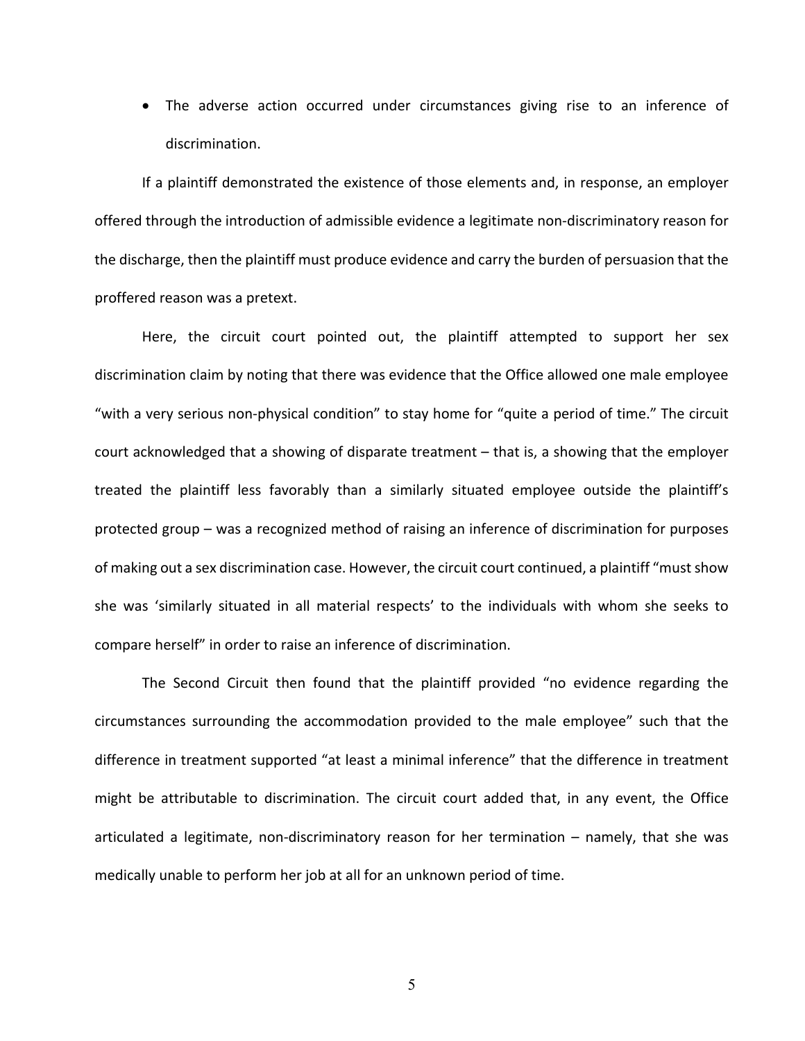- The adverse action occurred under circumstances giving rise to an inference of discrimination.

If a plaintiff demonstrated the existence of those elements and, in response, an employer offered through the introduction of admissible evidence a legitimate non-discriminatory reason for the discharge, then the plaintiff must produce evidence and carry the burden of persuasion that the proffered reason was a pretext.

Here, the circuit court pointed out, the plaintiff attempted to support her sex discrimination claim by noting that there was evidence that the Office allowed one male employee "with a very serious non-physical condition" to stay home for "quite a period of time." The circuit court acknowledged that a showing of disparate treatment – that is, a showing that the employer treated the plaintiff less favorably than a similarly situated employee outside the plaintiff's protected group – was a recognized method of raising an inference of discrimination for purposes of making out a sex discrimination case. However, the circuit court continued, a plaintiff "must show she was 'similarly situated in all material respects' to the individuals with whom she seeks to compare herself" in order to raise an inference of discrimination.

The Second Circuit then found that the plaintiff provided "no evidence regarding the circumstances surrounding the accommodation provided to the male employee" such that the difference in treatment supported "at least a minimal inference" that the difference in treatment might be attributable to discrimination. The circuit court added that, in any event, the Office articulated a legitimate, non-discriminatory reason for her termination – namely, that she was medically unable to perform her job at all for an unknown period of time.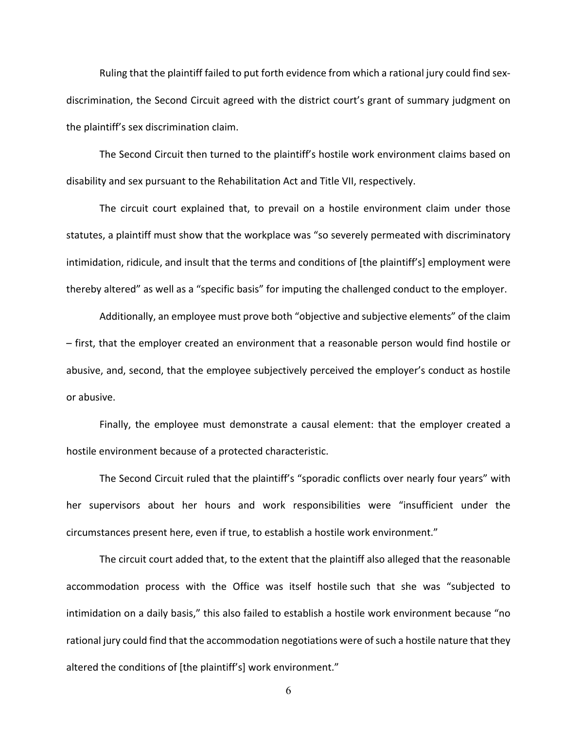Ruling that the plaintiff failed to put forth evidence from which a rational jury could find sex-discrimination, the Second Circuit agreed with the district court's grant of summary judgment on the plaintiff's sex discrimination claim.

The Second Circuit then turned to the plaintiff's hostile work environment claims based on disability and sex pursuant to the Rehabilitation Act and Title VII, respectively.

The circuit court explained that, to prevail on a hostile environment claim under those statutes, a plaintiff must show that the workplace was "so severely permeated with discriminatory intimidation, ridicule, and insult that the terms and conditions of [the plaintiff's] employment were thereby altered" as well as a "specific basis" for imputing the challenged conduct to the employer.

Additionally, an employee must prove both "objective and subjective elements" of the claim – first, that the employer created an environment that a reasonable person would find hostile or abusive, and, second, that the employee subjectively perceived the employer's conduct as hostile or abusive.

Finally, the employee must demonstrate a causal element: that the employer created a hostile environment because of a protected characteristic.

The Second Circuit ruled that the plaintiff's "sporadic conflicts over nearly four years" with her supervisors about her hours and work responsibilities were "insufficient under the circumstances present here, even if true, to establish a hostile work environment."

The circuit court added that, to the extent that the plaintiff also alleged that the reasonable accommodation process with the Office was itself hostile such that she was "subjected to intimidation on a daily basis," this also failed to establish a hostile work environment because "no rational jury could find that the accommodation negotiations were of such a hostile nature that they altered the conditions of [the plaintiff's] work environment."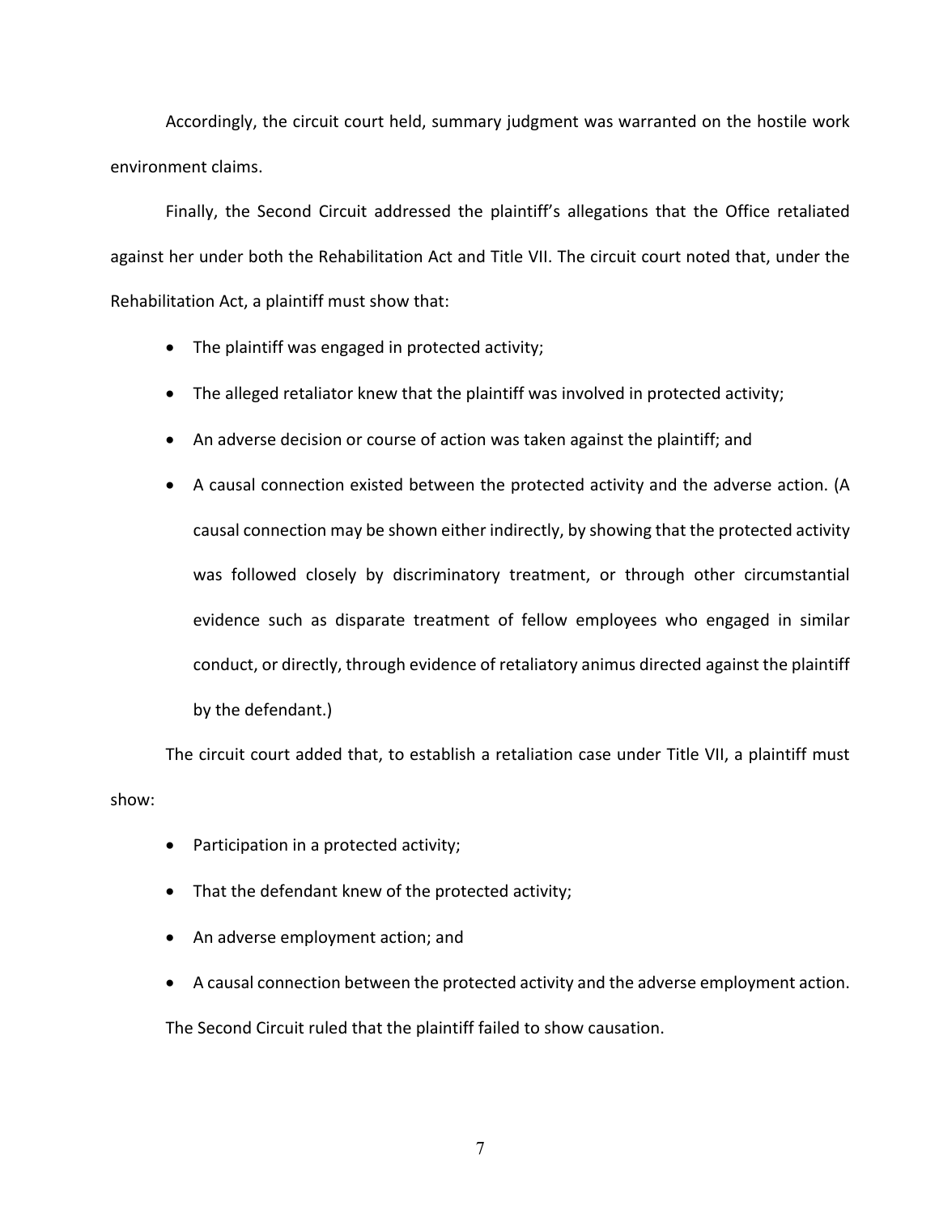Accordingly, the circuit court held, summary judgment was warranted on the hostile work environment claims.

Finally, the Second Circuit addressed the plaintiff's allegations that the Office retaliated against her under both the Rehabilitation Act and Title VII. The circuit court noted that, under the Rehabilitation Act, a plaintiff must show that:

- The plaintiff was engaged in protected activity;
- The alleged retaliator knew that the plaintiff was involved in protected activity;
- An adverse decision or course of action was taken against the plaintiff; and
- A causal connection existed between the protected activity and the adverse action. (A causal connection may be shown either indirectly, by showing that the protected activity was followed closely by discriminatory treatment, or through other circumstantial evidence such as disparate treatment of fellow employees who engaged in similar conduct, or directly, through evidence of retaliatory animus directed against the plaintiff by the defendant.)

The circuit court added that, to establish a retaliation case under Title VII, a plaintiff must show:

- Participation in a protected activity;
- That the defendant knew of the protected activity;
- An adverse employment action; and
- A causal connection between the protected activity and the adverse employment action.

The Second Circuit ruled that the plaintiff failed to show causation.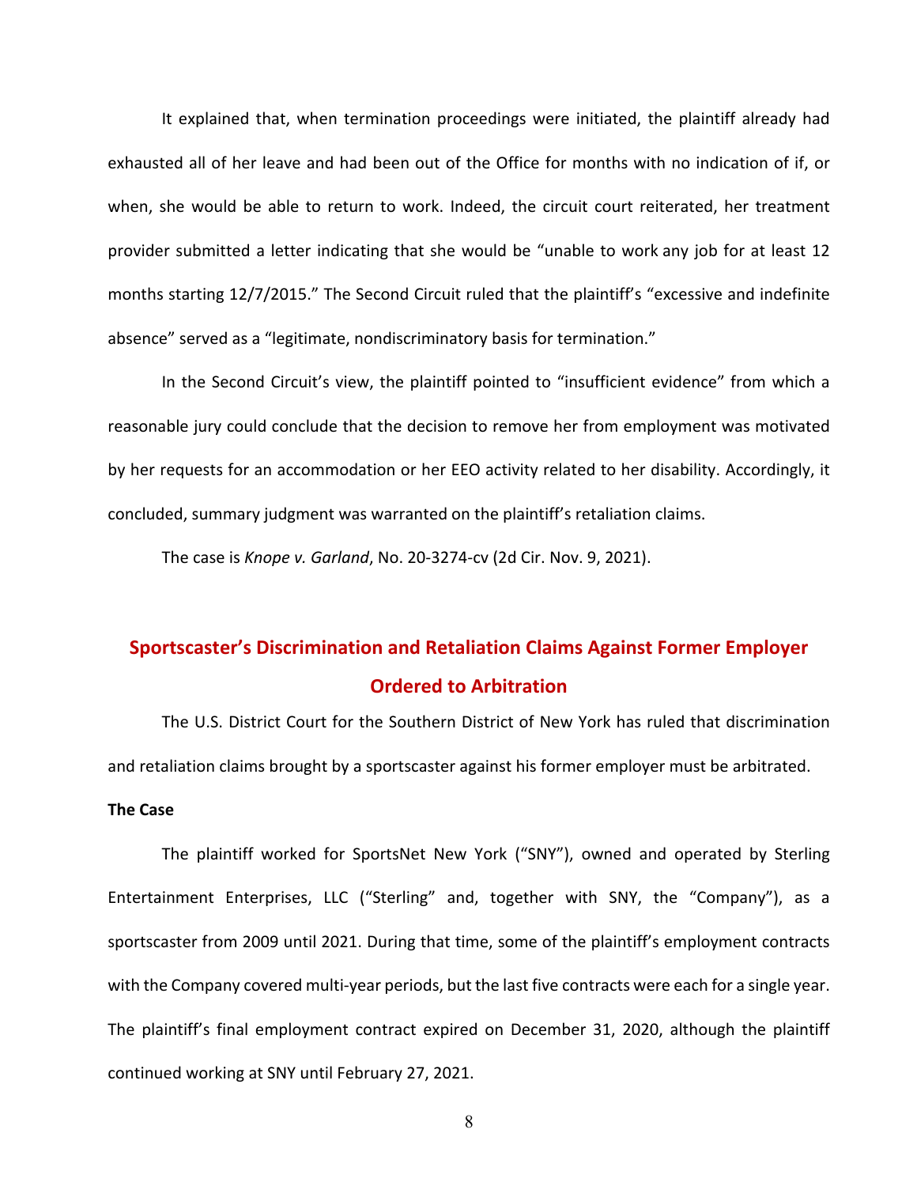It explained that, when termination proceedings were initiated, the plaintiff already had exhausted all of her leave and had been out of the Office for months with no indication of if, or when, she would be able to return to work. Indeed, the circuit court reiterated, her treatment provider submitted a letter indicating that she would be "unable to work any job for at least 12 months starting 12/7/2015." The Second Circuit ruled that the plaintiff's "excessive and indefinite absence" served as a "legitimate, nondiscriminatory basis for termination."

In the Second Circuit's view, the plaintiff pointed to "insufficient evidence" from which a reasonable jury could conclude that the decision to remove her from employment was motivated by her requests for an accommodation or her EEO activity related to her disability. Accordingly, it concluded, summary judgment was warranted on the plaintiff's retaliation claims.

The case is *Knope v. Garland*, No. 20-3274-cv (2d Cir. Nov. 9, 2021).

## Sportscaster's Discrimination and Retaliation Claims Against Former Employer Ordered to Arbitration

The U.S. District Court for the Southern District of New York has ruled that discrimination and retaliation claims brought by a sportscaster against his former employer must be arbitrated.

**The Case**

The plaintiff worked for SportsNet New York ("SNY"), owned and operated by Sterling Entertainment Enterprises, LLC ("Sterling" and, together with SNY, the "Company"), as a sportscaster from 2009 until 2021. During that time, some of the plaintiff's employment contracts with the Company covered multi-year periods, but the last five contracts were each for a single year. The plaintiff's final employment contract expired on December 31, 2020, although the plaintiff continued working at SNY until February 27, 2021.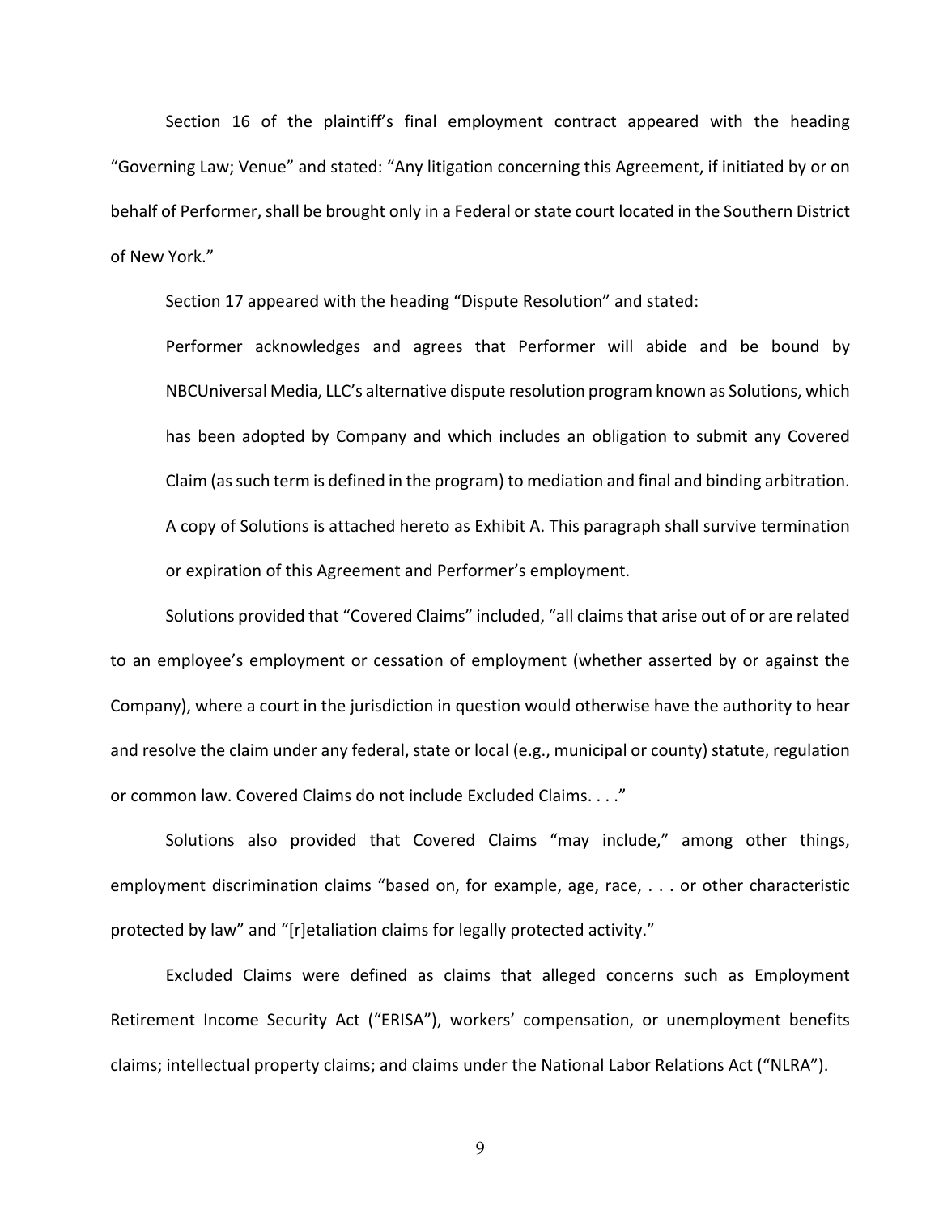Section 16 of the plaintiff's final employment contract appeared with the heading "Governing Law; Venue" and stated: "Any litigation concerning this Agreement, if initiated by or on behalf of Performer, shall be brought only in a Federal or state court located in the Southern District of New York."

Section 17 appeared with the heading "Dispute Resolution" and stated:

> Performer acknowledges and agrees that Performer will abide and be bound by NBCUniversal Media, LLC's alternative dispute resolution program known as Solutions, which has been adopted by Company and which includes an obligation to submit any Covered Claim (as such term is defined in the program) to mediation and final and binding arbitration. A copy of Solutions is attached hereto as Exhibit A. This paragraph shall survive termination or expiration of this Agreement and Performer's employment.

Solutions provided that "Covered Claims" included, "all claims that arise out of or are related to an employee's employment or cessation of employment (whether asserted by or against the Company), where a court in the jurisdiction in question would otherwise have the authority to hear and resolve the claim under any federal, state or local (e.g., municipal or county) statute, regulation or common law. Covered Claims do not include Excluded Claims. . . ."

Solutions also provided that Covered Claims "may include," among other things, employment discrimination claims "based on, for example, age, race, . . . or other characteristic protected by law" and "[r]etaliation claims for legally protected activity."

Excluded Claims were defined as claims that alleged concerns such as Employment Retirement Income Security Act ("ERISA"), workers' compensation, or unemployment benefits claims; intellectual property claims; and claims under the National Labor Relations Act ("NLRA").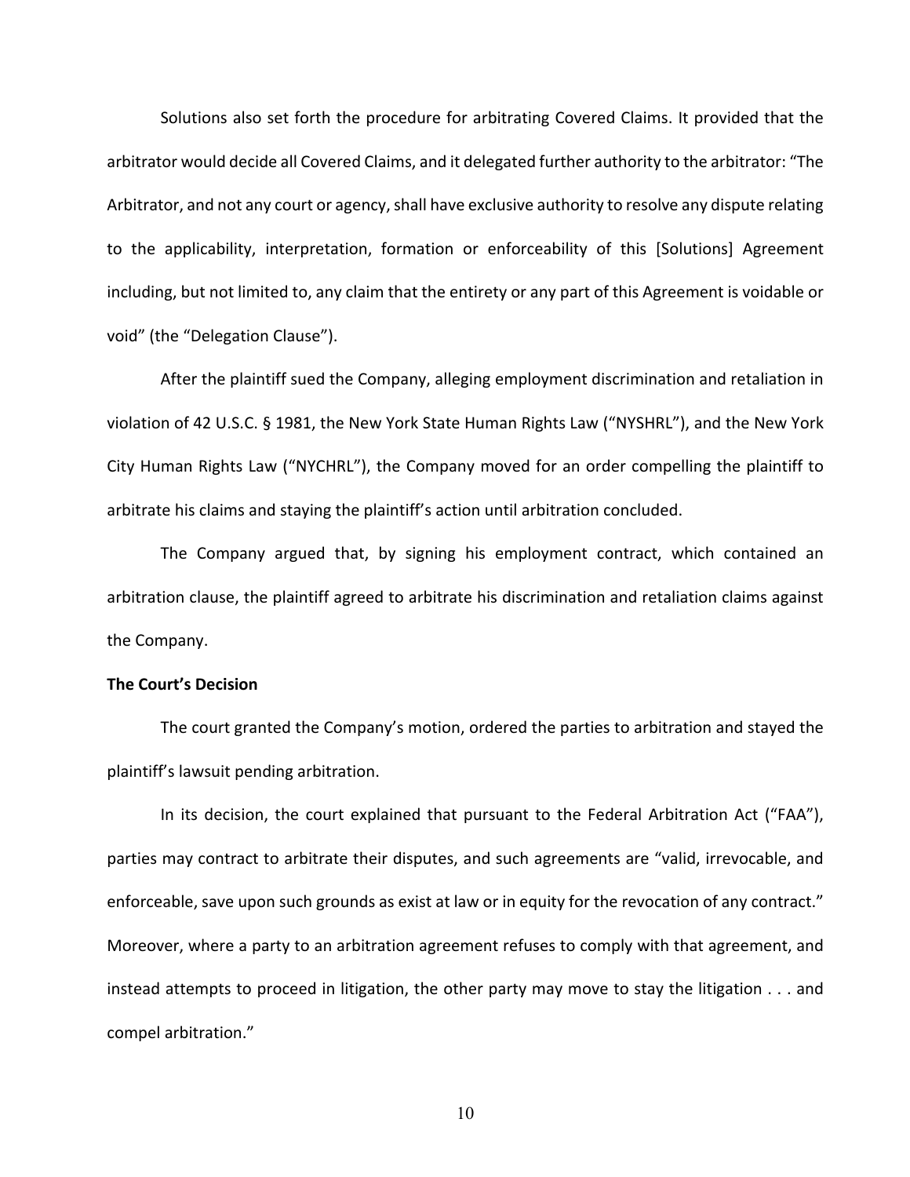Solutions also set forth the procedure for arbitrating Covered Claims. It provided that the arbitrator would decide all Covered Claims, and it delegated further authority to the arbitrator: "The Arbitrator, and not any court or agency, shall have exclusive authority to resolve any dispute relating to the applicability, interpretation, formation or enforceability of this [Solutions] Agreement including, but not limited to, any claim that the entirety or any part of this Agreement is voidable or void" (the "Delegation Clause").

After the plaintiff sued the Company, alleging employment discrimination and retaliation in violation of 42 U.S.C. § 1981, the New York State Human Rights Law ("NYSHRL"), and the New York City Human Rights Law ("NYCHRL"), the Company moved for an order compelling the plaintiff to arbitrate his claims and staying the plaintiff's action until arbitration concluded.

The Company argued that, by signing his employment contract, which contained an arbitration clause, the plaintiff agreed to arbitrate his discrimination and retaliation claims against the Company.

**The Court's Decision**

The court granted the Company's motion, ordered the parties to arbitration and stayed the plaintiff's lawsuit pending arbitration.

In its decision, the court explained that pursuant to the Federal Arbitration Act ("FAA"), parties may contract to arbitrate their disputes, and such agreements are "valid, irrevocable, and enforceable, save upon such grounds as exist at law or in equity for the revocation of any contract." Moreover, where a party to an arbitration agreement refuses to comply with that agreement, and instead attempts to proceed in litigation, the other party may move to stay the litigation . . . and compel arbitration."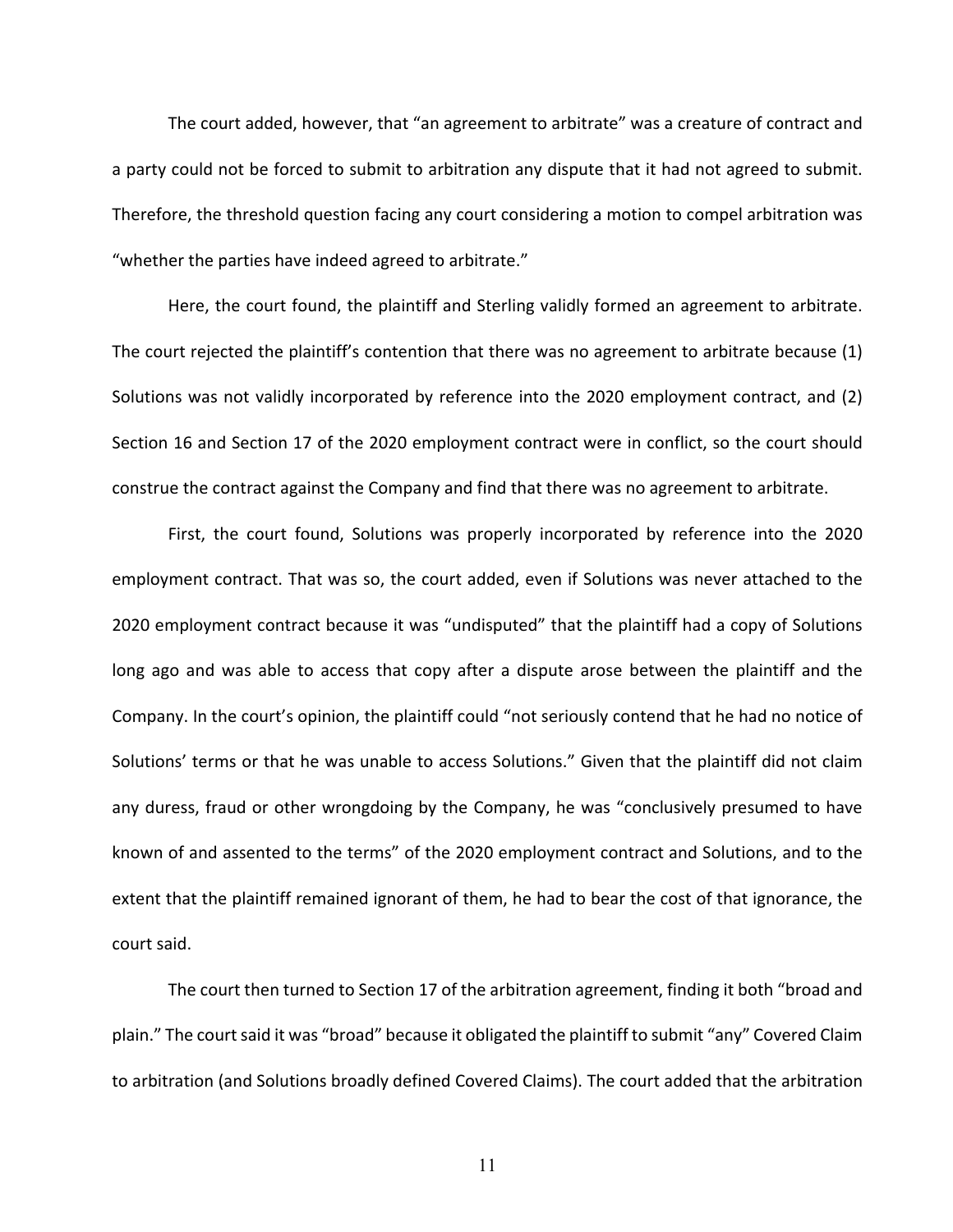The court added, however, that "an agreement to arbitrate" was a creature of contract and a party could not be forced to submit to arbitration any dispute that it had not agreed to submit. Therefore, the threshold question facing any court considering a motion to compel arbitration was "whether the parties have indeed agreed to arbitrate."

Here, the court found, the plaintiff and Sterling validly formed an agreement to arbitrate. The court rejected the plaintiff's contention that there was no agreement to arbitrate because (1) Solutions was not validly incorporated by reference into the 2020 employment contract, and (2) Section 16 and Section 17 of the 2020 employment contract were in conflict, so the court should construe the contract against the Company and find that there was no agreement to arbitrate.

First, the court found, Solutions was properly incorporated by reference into the 2020 employment contract. That was so, the court added, even if Solutions was never attached to the 2020 employment contract because it was "undisputed" that the plaintiff had a copy of Solutions long ago and was able to access that copy after a dispute arose between the plaintiff and the Company. In the court's opinion, the plaintiff could "not seriously contend that he had no notice of Solutions' terms or that he was unable to access Solutions." Given that the plaintiff did not claim any duress, fraud or other wrongdoing by the Company, he was "conclusively presumed to have known of and assented to the terms" of the 2020 employment contract and Solutions, and to the extent that the plaintiff remained ignorant of them, he had to bear the cost of that ignorance, the court said.

The court then turned to Section 17 of the arbitration agreement, finding it both "broad and plain." The court said it was "broad" because it obligated the plaintiff to submit "any" Covered Claim to arbitration (and Solutions broadly defined Covered Claims). The court added that the arbitration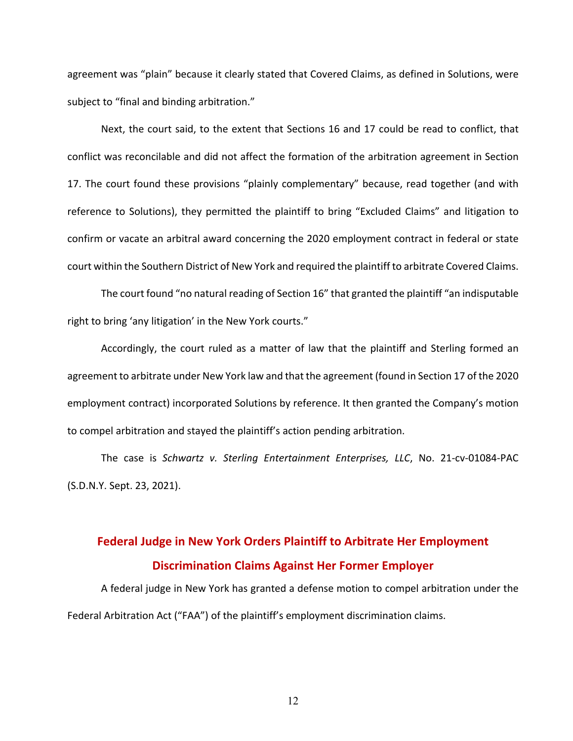agreement was "plain" because it clearly stated that Covered Claims, as defined in Solutions, were subject to "final and binding arbitration."

Next, the court said, to the extent that Sections 16 and 17 could be read to conflict, that conflict was reconcilable and did not affect the formation of the arbitration agreement in Section 17. The court found these provisions "plainly complementary" because, read together (and with reference to Solutions), they permitted the plaintiff to bring "Excluded Claims" and litigation to confirm or vacate an arbitral award concerning the 2020 employment contract in federal or state court within the Southern District of New York and required the plaintiff to arbitrate Covered Claims.

The court found "no natural reading of Section 16" that granted the plaintiff "an indisputable right to bring 'any litigation' in the New York courts."

Accordingly, the court ruled as a matter of law that the plaintiff and Sterling formed an agreement to arbitrate under New York law and that the agreement (found in Section 17 of the 2020 employment contract) incorporated Solutions by reference. It then granted the Company's motion to compel arbitration and stayed the plaintiff's action pending arbitration.

The case is *Schwartz v. Sterling Entertainment Enterprises, LLC*, No. 21-cv-01084-PAC (S.D.N.Y. Sept. 23, 2021).

## Federal Judge in New York Orders Plaintiff to Arbitrate Her Employment Discrimination Claims Against Her Former Employer

A federal judge in New York has granted a defense motion to compel arbitration under the Federal Arbitration Act ("FAA") of the plaintiff's employment discrimination claims.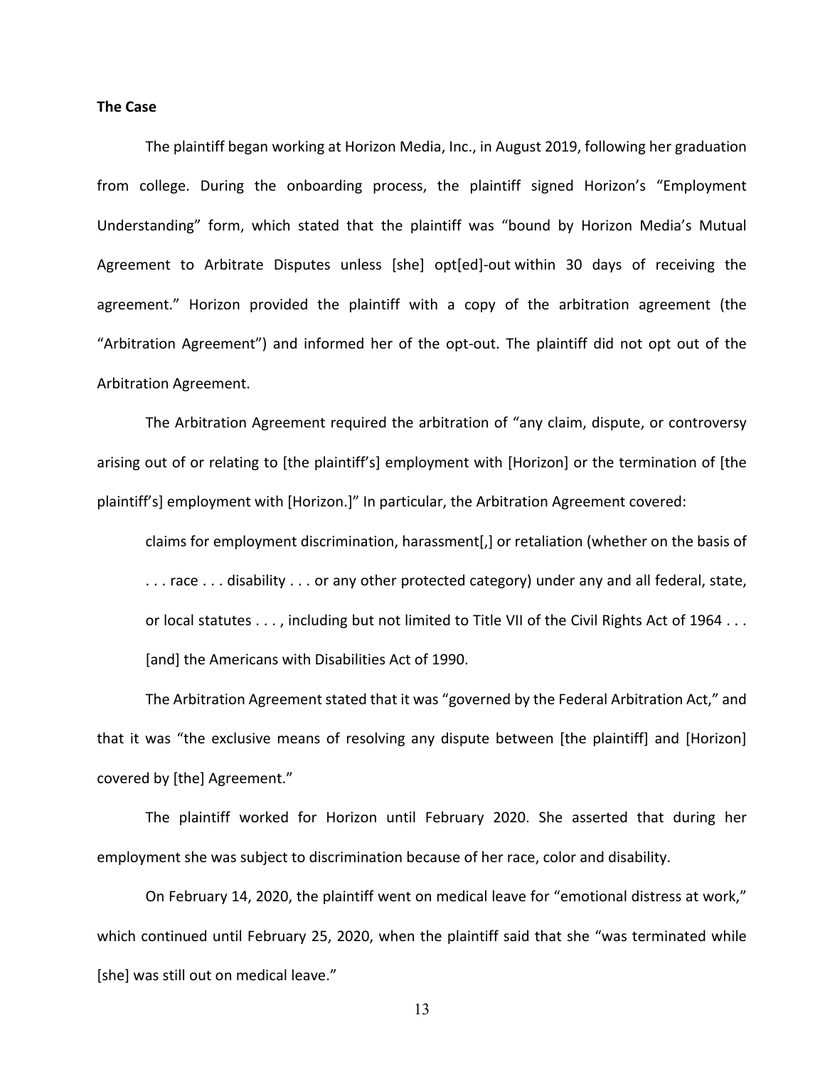**The Case**

The plaintiff began working at Horizon Media, Inc., in August 2019, following her graduation from college. During the onboarding process, the plaintiff signed Horizon's "Employment Understanding" form, which stated that the plaintiff was "bound by Horizon Media's Mutual Agreement to Arbitrate Disputes unless [she] opt[ed]-out within 30 days of receiving the agreement." Horizon provided the plaintiff with a copy of the arbitration agreement (the "Arbitration Agreement") and informed her of the opt-out. The plaintiff did not opt out of the Arbitration Agreement.

The Arbitration Agreement required the arbitration of "any claim, dispute, or controversy arising out of or relating to [the plaintiff's] employment with [Horizon] or the termination of [the plaintiff's] employment with [Horizon.]" In particular, the Arbitration Agreement covered:

> claims for employment discrimination, harassment[,] or retaliation (whether on the basis of . . . race . . . disability . . . or any other protected category) under any and all federal, state, or local statutes . . . , including but not limited to Title VII of the Civil Rights Act of 1964 . . . [and] the Americans with Disabilities Act of 1990.

The Arbitration Agreement stated that it was "governed by the Federal Arbitration Act," and that it was "the exclusive means of resolving any dispute between [the plaintiff] and [Horizon] covered by [the] Agreement."

The plaintiff worked for Horizon until February 2020. She asserted that during her employment she was subject to discrimination because of her race, color and disability.

On February 14, 2020, the plaintiff went on medical leave for "emotional distress at work," which continued until February 25, 2020, when the plaintiff said that she "was terminated while [she] was still out on medical leave."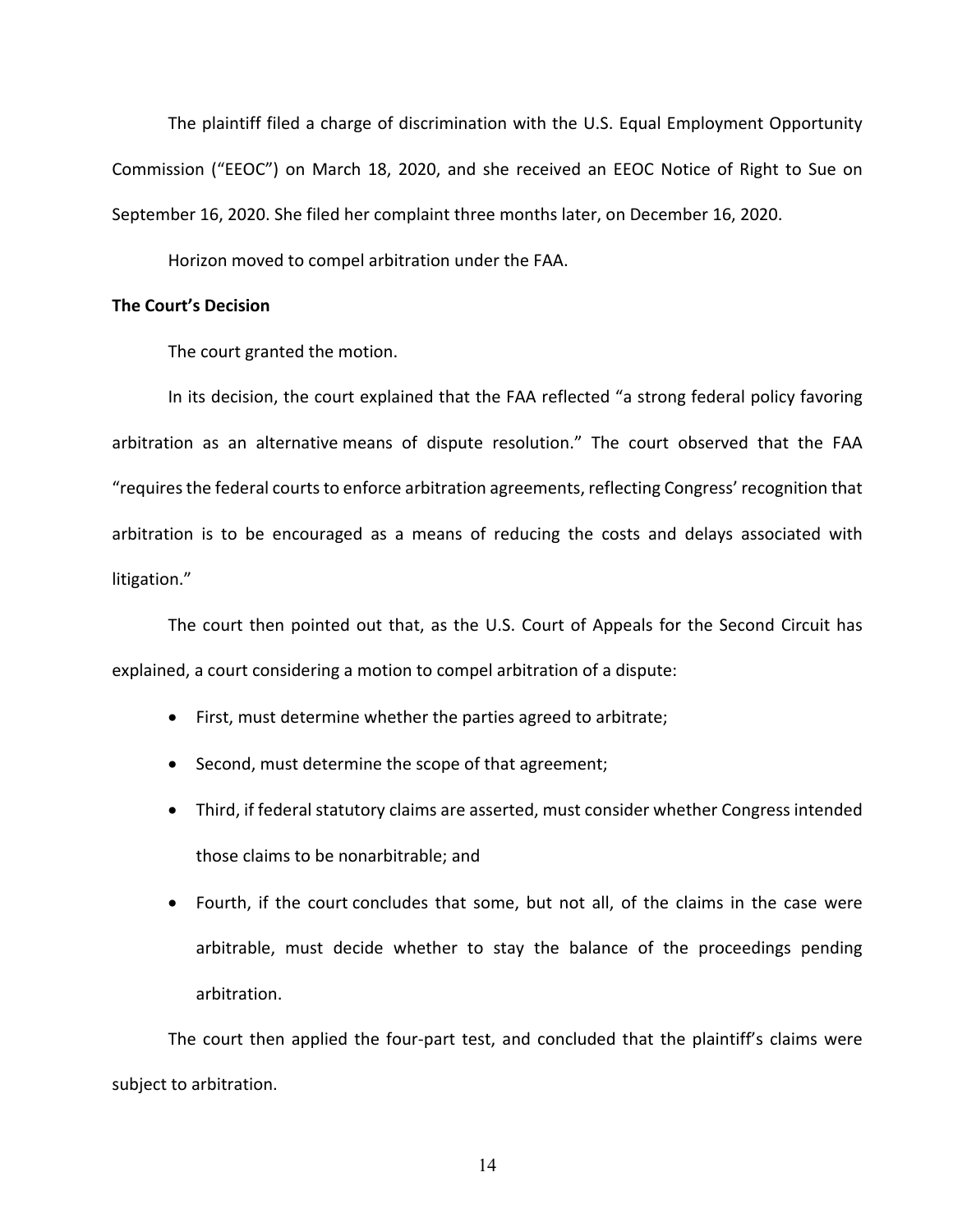The plaintiff filed a charge of discrimination with the U.S. Equal Employment Opportunity Commission ("EEOC") on March 18, 2020, and she received an EEOC Notice of Right to Sue on September 16, 2020. She filed her complaint three months later, on December 16, 2020.

Horizon moved to compel arbitration under the FAA.

**The Court's Decision**

The court granted the motion.

In its decision, the court explained that the FAA reflected "a strong federal policy favoring arbitration as an alternative means of dispute resolution." The court observed that the FAA "requires the federal courts to enforce arbitration agreements, reflecting Congress' recognition that arbitration is to be encouraged as a means of reducing the costs and delays associated with litigation."

The court then pointed out that, as the U.S. Court of Appeals for the Second Circuit has explained, a court considering a motion to compel arbitration of a dispute:

- First, must determine whether the parties agreed to arbitrate;
- Second, must determine the scope of that agreement;
- Third, if federal statutory claims are asserted, must consider whether Congress intended those claims to be nonarbitrable; and
- Fourth, if the court concludes that some, but not all, of the claims in the case were arbitrable, must decide whether to stay the balance of the proceedings pending arbitration.

The court then applied the four-part test, and concluded that the plaintiff's claims were subject to arbitration.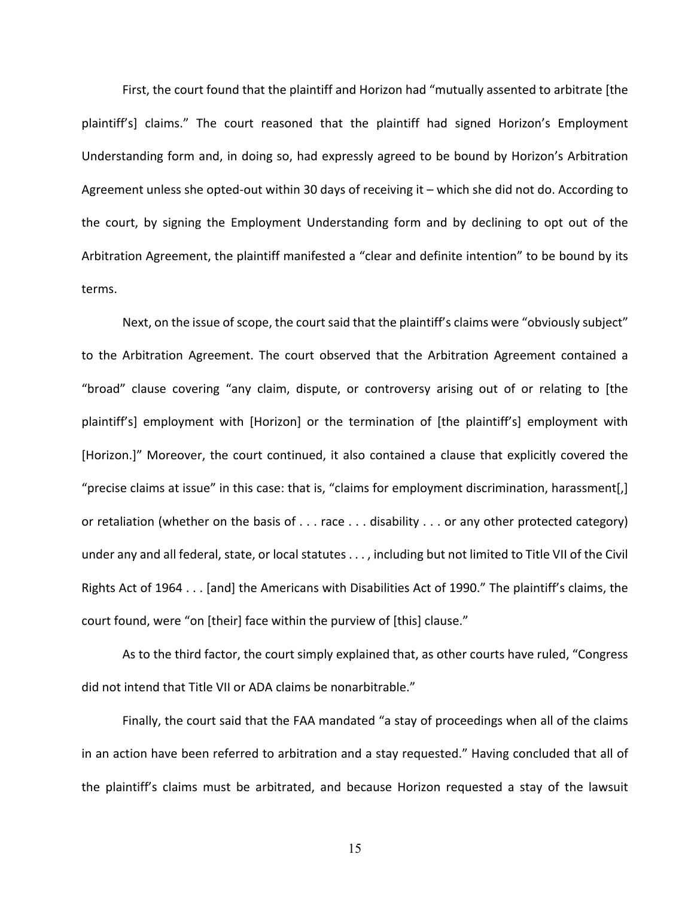First, the court found that the plaintiff and Horizon had "mutually assented to arbitrate [the plaintiff's] claims." The court reasoned that the plaintiff had signed Horizon's Employment Understanding form and, in doing so, had expressly agreed to be bound by Horizon's Arbitration Agreement unless she opted-out within 30 days of receiving it – which she did not do. According to the court, by signing the Employment Understanding form and by declining to opt out of the Arbitration Agreement, the plaintiff manifested a "clear and definite intention" to be bound by its terms.

Next, on the issue of scope, the court said that the plaintiff's claims were "obviously subject" to the Arbitration Agreement. The court observed that the Arbitration Agreement contained a "broad" clause covering "any claim, dispute, or controversy arising out of or relating to [the plaintiff's] employment with [Horizon] or the termination of [the plaintiff's] employment with [Horizon.]" Moreover, the court continued, it also contained a clause that explicitly covered the "precise claims at issue" in this case: that is, "claims for employment discrimination, harassment[,] or retaliation (whether on the basis of . . . race . . . disability . . . or any other protected category) under any and all federal, state, or local statutes . . . , including but not limited to Title VII of the Civil Rights Act of 1964 . . . [and] the Americans with Disabilities Act of 1990." The plaintiff's claims, the court found, were "on [their] face within the purview of [this] clause."

As to the third factor, the court simply explained that, as other courts have ruled, "Congress did not intend that Title VII or ADA claims be nonarbitrable."

Finally, the court said that the FAA mandated "a stay of proceedings when all of the claims in an action have been referred to arbitration and a stay requested." Having concluded that all of the plaintiff's claims must be arbitrated, and because Horizon requested a stay of the lawsuit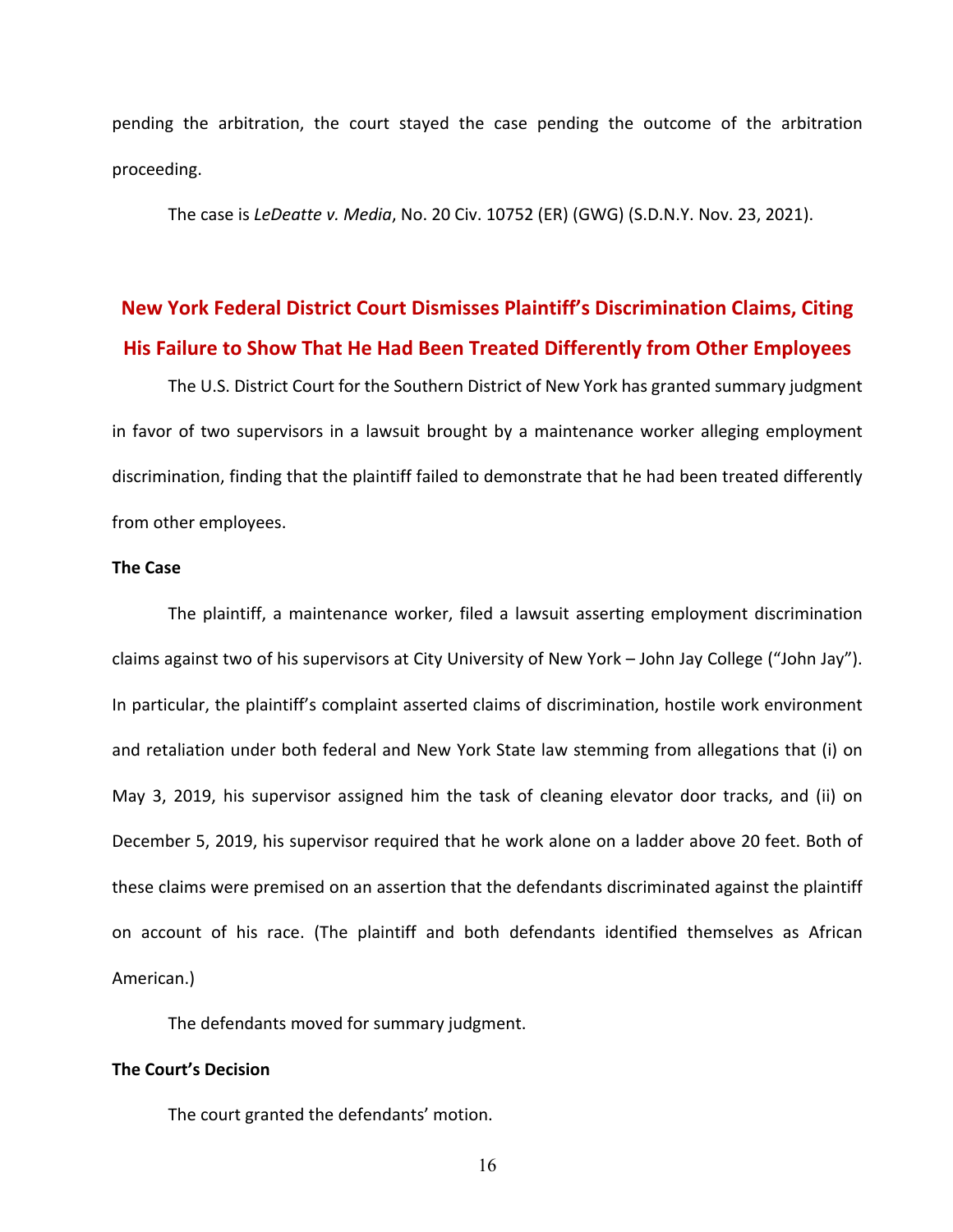pending the arbitration, the court stayed the case pending the outcome of the arbitration proceeding.

The case is *LeDeatte v. Media*, No. 20 Civ. 10752 (ER) (GWG) (S.D.N.Y. Nov. 23, 2021).

## New York Federal District Court Dismisses Plaintiff's Discrimination Claims, Citing His Failure to Show That He Had Been Treated Differently from Other Employees

The U.S. District Court for the Southern District of New York has granted summary judgment in favor of two supervisors in a lawsuit brought by a maintenance worker alleging employment discrimination, finding that the plaintiff failed to demonstrate that he had been treated differently from other employees.

**The Case**

The plaintiff, a maintenance worker, filed a lawsuit asserting employment discrimination claims against two of his supervisors at City University of New York – John Jay College ("John Jay"). In particular, the plaintiff's complaint asserted claims of discrimination, hostile work environment and retaliation under both federal and New York State law stemming from allegations that (i) on May 3, 2019, his supervisor assigned him the task of cleaning elevator door tracks, and (ii) on December 5, 2019, his supervisor required that he work alone on a ladder above 20 feet. Both of these claims were premised on an assertion that the defendants discriminated against the plaintiff on account of his race. (The plaintiff and both defendants identified themselves as African American.)

The defendants moved for summary judgment.

**The Court's Decision**

The court granted the defendants' motion.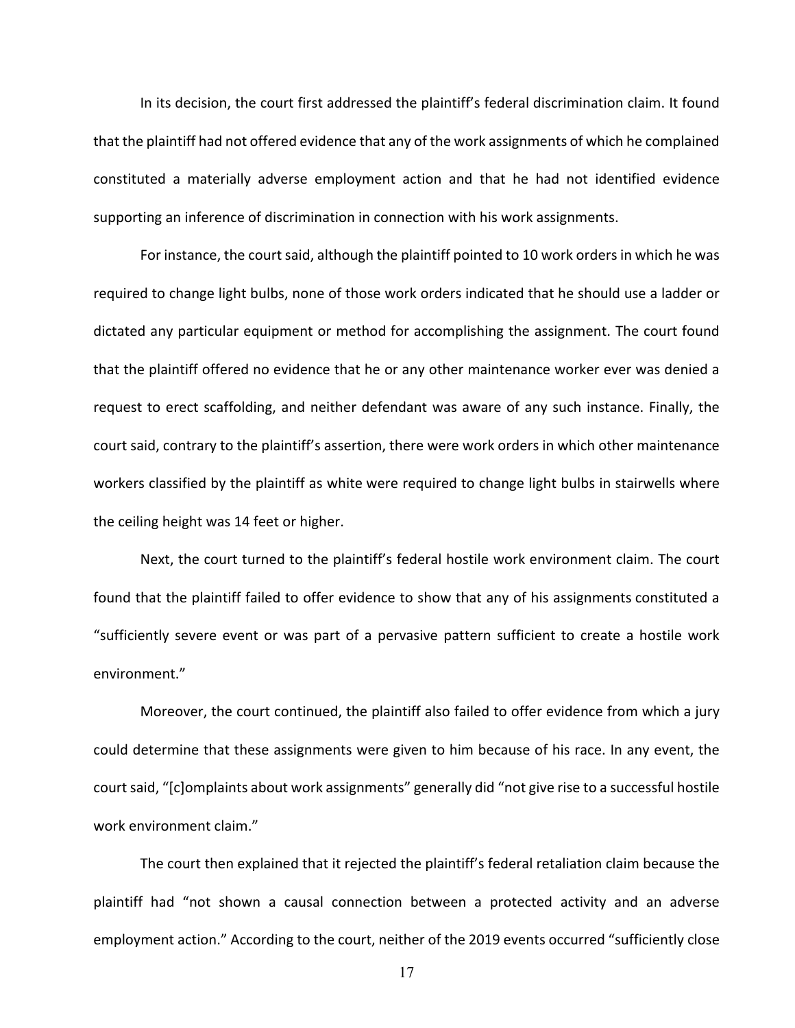In its decision, the court first addressed the plaintiff's federal discrimination claim. It found that the plaintiff had not offered evidence that any of the work assignments of which he complained constituted a materially adverse employment action and that he had not identified evidence supporting an inference of discrimination in connection with his work assignments.

For instance, the court said, although the plaintiff pointed to 10 work orders in which he was required to change light bulbs, none of those work orders indicated that he should use a ladder or dictated any particular equipment or method for accomplishing the assignment. The court found that the plaintiff offered no evidence that he or any other maintenance worker ever was denied a request to erect scaffolding, and neither defendant was aware of any such instance. Finally, the court said, contrary to the plaintiff's assertion, there were work orders in which other maintenance workers classified by the plaintiff as white were required to change light bulbs in stairwells where the ceiling height was 14 feet or higher.

Next, the court turned to the plaintiff's federal hostile work environment claim. The court found that the plaintiff failed to offer evidence to show that any of his assignments constituted a "sufficiently severe event or was part of a pervasive pattern sufficient to create a hostile work environment."

Moreover, the court continued, the plaintiff also failed to offer evidence from which a jury could determine that these assignments were given to him because of his race. In any event, the court said, "[c]omplaints about work assignments" generally did "not give rise to a successful hostile work environment claim."

The court then explained that it rejected the plaintiff's federal retaliation claim because the plaintiff had "not shown a causal connection between a protected activity and an adverse employment action." According to the court, neither of the 2019 events occurred "sufficiently close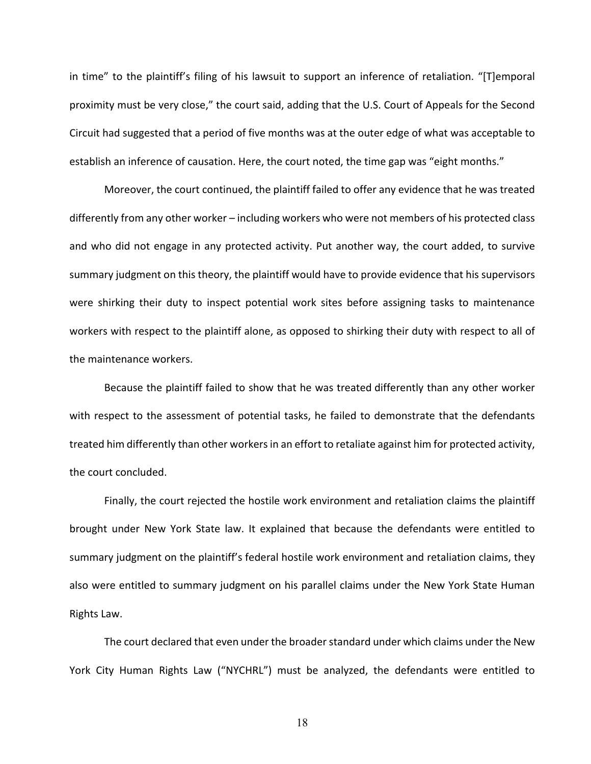in time" to the plaintiff's filing of his lawsuit to support an inference of retaliation. "[T]emporal proximity must be very close," the court said, adding that the U.S. Court of Appeals for the Second Circuit had suggested that a period of five months was at the outer edge of what was acceptable to establish an inference of causation. Here, the court noted, the time gap was "eight months."

Moreover, the court continued, the plaintiff failed to offer any evidence that he was treated differently from any other worker – including workers who were not members of his protected class and who did not engage in any protected activity. Put another way, the court added, to survive summary judgment on this theory, the plaintiff would have to provide evidence that his supervisors were shirking their duty to inspect potential work sites before assigning tasks to maintenance workers with respect to the plaintiff alone, as opposed to shirking their duty with respect to all of the maintenance workers.

Because the plaintiff failed to show that he was treated differently than any other worker with respect to the assessment of potential tasks, he failed to demonstrate that the defendants treated him differently than other workers in an effort to retaliate against him for protected activity, the court concluded.

Finally, the court rejected the hostile work environment and retaliation claims the plaintiff brought under New York State law. It explained that because the defendants were entitled to summary judgment on the plaintiff's federal hostile work environment and retaliation claims, they also were entitled to summary judgment on his parallel claims under the New York State Human Rights Law.

The court declared that even under the broader standard under which claims under the New York City Human Rights Law ("NYCHRL") must be analyzed, the defendants were entitled to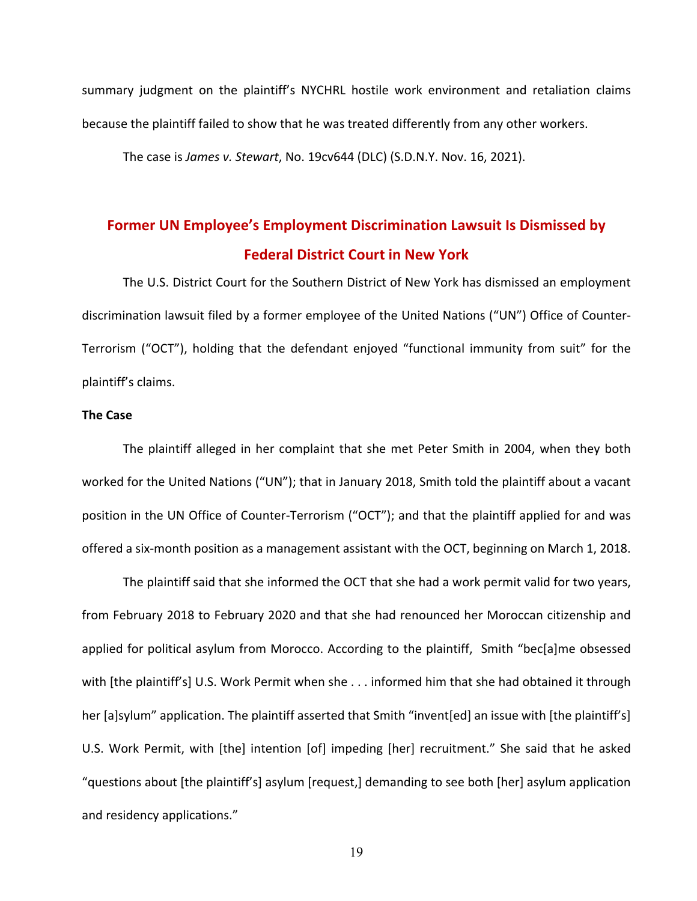summary judgment on the plaintiff's NYCHRL hostile work environment and retaliation claims because the plaintiff failed to show that he was treated differently from any other workers.

The case is *James v. Stewart*, No. 19cv644 (DLC) (S.D.N.Y. Nov. 16, 2021).

## Former UN Employee's Employment Discrimination Lawsuit Is Dismissed by Federal District Court in New York

The U.S. District Court for the Southern District of New York has dismissed an employment discrimination lawsuit filed by a former employee of the United Nations ("UN") Office of Counter-Terrorism ("OCT"), holding that the defendant enjoyed "functional immunity from suit" for the plaintiff's claims.

**The Case**

The plaintiff alleged in her complaint that she met Peter Smith in 2004, when they both worked for the United Nations ("UN"); that in January 2018, Smith told the plaintiff about a vacant position in the UN Office of Counter-Terrorism ("OCT"); and that the plaintiff applied for and was offered a six-month position as a management assistant with the OCT, beginning on March 1, 2018.

The plaintiff said that she informed the OCT that she had a work permit valid for two years, from February 2018 to February 2020 and that she had renounced her Moroccan citizenship and applied for political asylum from Morocco. According to the plaintiff, Smith "bec[a]me obsessed with [the plaintiff's] U.S. Work Permit when she . . . informed him that she had obtained it through her [a]sylum" application. The plaintiff asserted that Smith "invent[ed] an issue with [the plaintiff's] U.S. Work Permit, with [the] intention [of] impeding [her] recruitment." She said that he asked "questions about [the plaintiff's] asylum [request,] demanding to see both [her] asylum application and residency applications."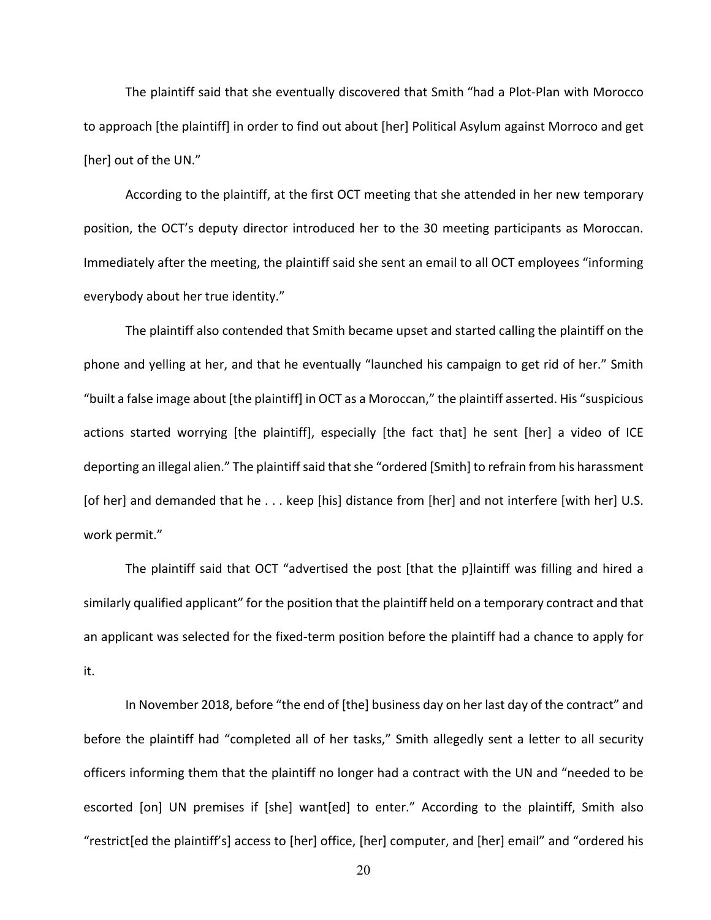The plaintiff said that she eventually discovered that Smith "had a Plot-Plan with Morocco to approach [the plaintiff] in order to find out about [her] Political Asylum against Morroco and get [her] out of the UN."

According to the plaintiff, at the first OCT meeting that she attended in her new temporary position, the OCT's deputy director introduced her to the 30 meeting participants as Moroccan. Immediately after the meeting, the plaintiff said she sent an email to all OCT employees "informing everybody about her true identity."

The plaintiff also contended that Smith became upset and started calling the plaintiff on the phone and yelling at her, and that he eventually "launched his campaign to get rid of her." Smith "built a false image about [the plaintiff] in OCT as a Moroccan," the plaintiff asserted. His "suspicious actions started worrying [the plaintiff], especially [the fact that] he sent [her] a video of ICE deporting an illegal alien." The plaintiff said that she "ordered [Smith] to refrain from his harassment [of her] and demanded that he . . . keep [his] distance from [her] and not interfere [with her] U.S. work permit."

The plaintiff said that OCT "advertised the post [that the p]laintiff was filling and hired a similarly qualified applicant" for the position that the plaintiff held on a temporary contract and that an applicant was selected for the fixed-term position before the plaintiff had a chance to apply for it.

In November 2018, before "the end of [the] business day on her last day of the contract" and before the plaintiff had "completed all of her tasks," Smith allegedly sent a letter to all security officers informing them that the plaintiff no longer had a contract with the UN and "needed to be escorted [on] UN premises if [she] want[ed] to enter." According to the plaintiff, Smith also "restrict[ed the plaintiff's] access to [her] office, [her] computer, and [her] email" and "ordered his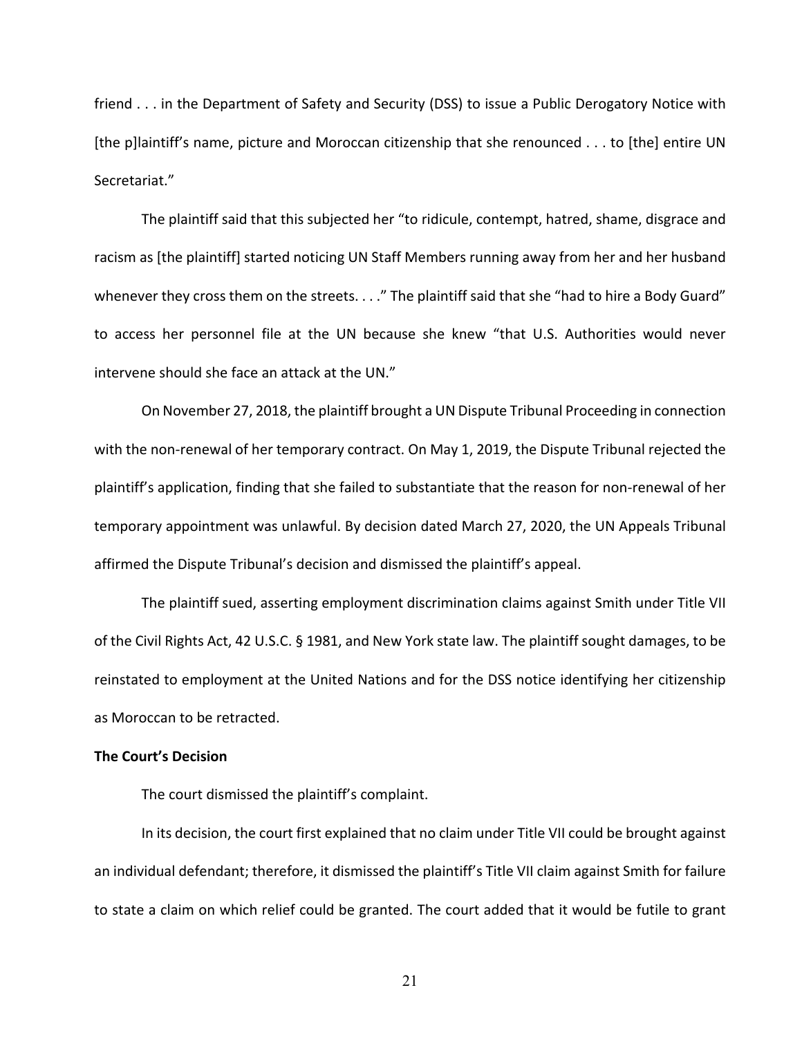friend . . . in the Department of Safety and Security (DSS) to issue a Public Derogatory Notice with [the p]laintiff's name, picture and Moroccan citizenship that she renounced . . . to [the] entire UN Secretariat."

The plaintiff said that this subjected her "to ridicule, contempt, hatred, shame, disgrace and racism as [the plaintiff] started noticing UN Staff Members running away from her and her husband whenever they cross them on the streets. . . ." The plaintiff said that she "had to hire a Body Guard" to access her personnel file at the UN because she knew "that U.S. Authorities would never intervene should she face an attack at the UN."

On November 27, 2018, the plaintiff brought a UN Dispute Tribunal Proceeding in connection with the non-renewal of her temporary contract. On May 1, 2019, the Dispute Tribunal rejected the plaintiff's application, finding that she failed to substantiate that the reason for non-renewal of her temporary appointment was unlawful. By decision dated March 27, 2020, the UN Appeals Tribunal affirmed the Dispute Tribunal's decision and dismissed the plaintiff's appeal.

The plaintiff sued, asserting employment discrimination claims against Smith under Title VII of the Civil Rights Act, 42 U.S.C. § 1981, and New York state law. The plaintiff sought damages, to be reinstated to employment at the United Nations and for the DSS notice identifying her citizenship as Moroccan to be retracted.

**The Court's Decision**

The court dismissed the plaintiff's complaint.

In its decision, the court first explained that no claim under Title VII could be brought against an individual defendant; therefore, it dismissed the plaintiff's Title VII claim against Smith for failure to state a claim on which relief could be granted. The court added that it would be futile to grant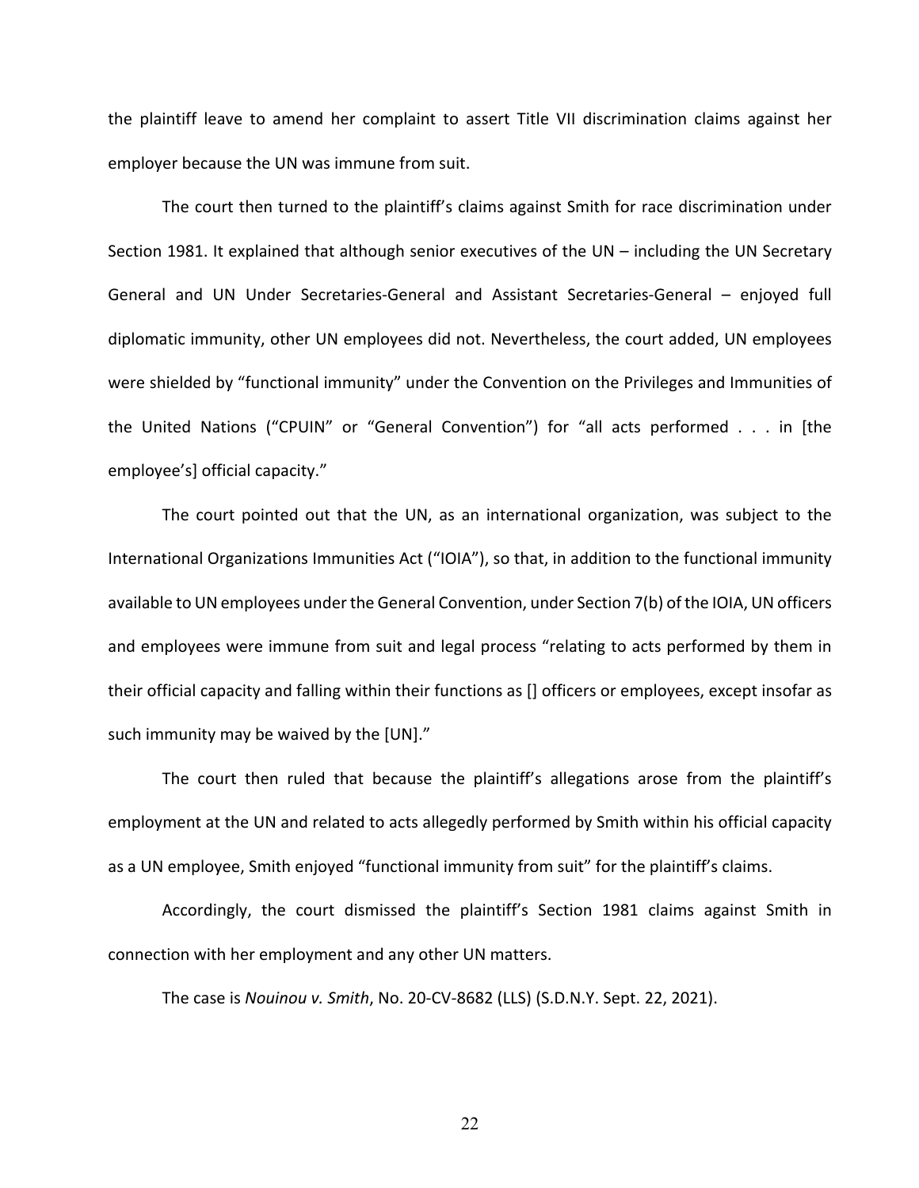the plaintiff leave to amend her complaint to assert Title VII discrimination claims against her employer because the UN was immune from suit.

The court then turned to the plaintiff's claims against Smith for race discrimination under Section 1981. It explained that although senior executives of the UN – including the UN Secretary General and UN Under Secretaries-General and Assistant Secretaries-General – enjoyed full diplomatic immunity, other UN employees did not. Nevertheless, the court added, UN employees were shielded by "functional immunity" under the Convention on the Privileges and Immunities of the United Nations ("CPUIN" or "General Convention") for "all acts performed . . . in [the employee's] official capacity."

The court pointed out that the UN, as an international organization, was subject to the International Organizations Immunities Act ("IOIA"), so that, in addition to the functional immunity available to UN employees under the General Convention, under Section 7(b) of the IOIA, UN officers and employees were immune from suit and legal process "relating to acts performed by them in their official capacity and falling within their functions as [] officers or employees, except insofar as such immunity may be waived by the [UN]."

The court then ruled that because the plaintiff's allegations arose from the plaintiff's employment at the UN and related to acts allegedly performed by Smith within his official capacity as a UN employee, Smith enjoyed "functional immunity from suit" for the plaintiff's claims.

Accordingly, the court dismissed the plaintiff's Section 1981 claims against Smith in connection with her employment and any other UN matters.

The case is *Nouinou v. Smith*, No. 20-CV-8682 (LLS) (S.D.N.Y. Sept. 22, 2021).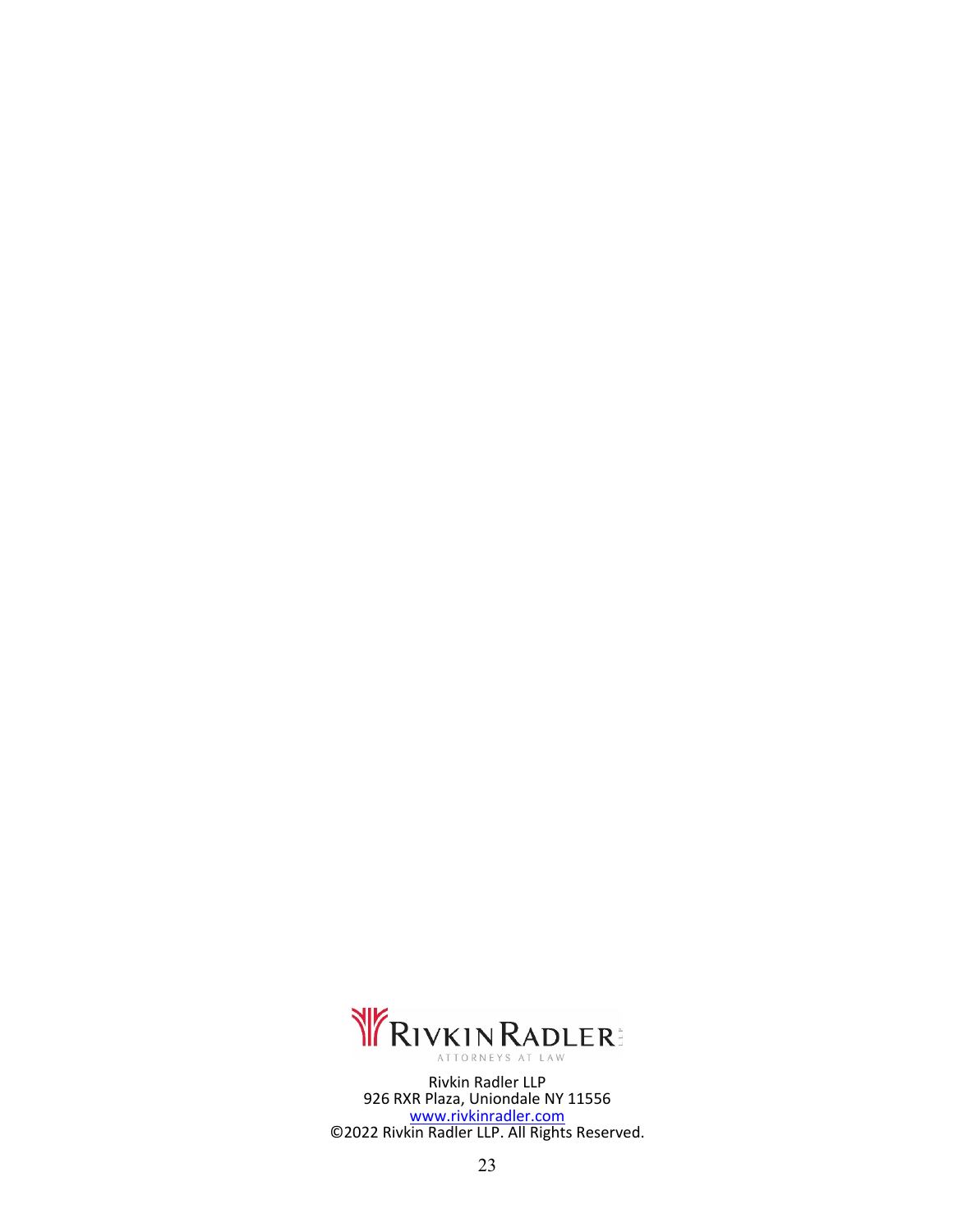RIVKIN RADLER LLP

ATTORNEYS AT LAW

Rivkin Radler LLP
926 RXR Plaza, Uniondale NY 11556
www.rivkinradler.com
©2022 Rivkin Radler LLP. All Rights Reserved.